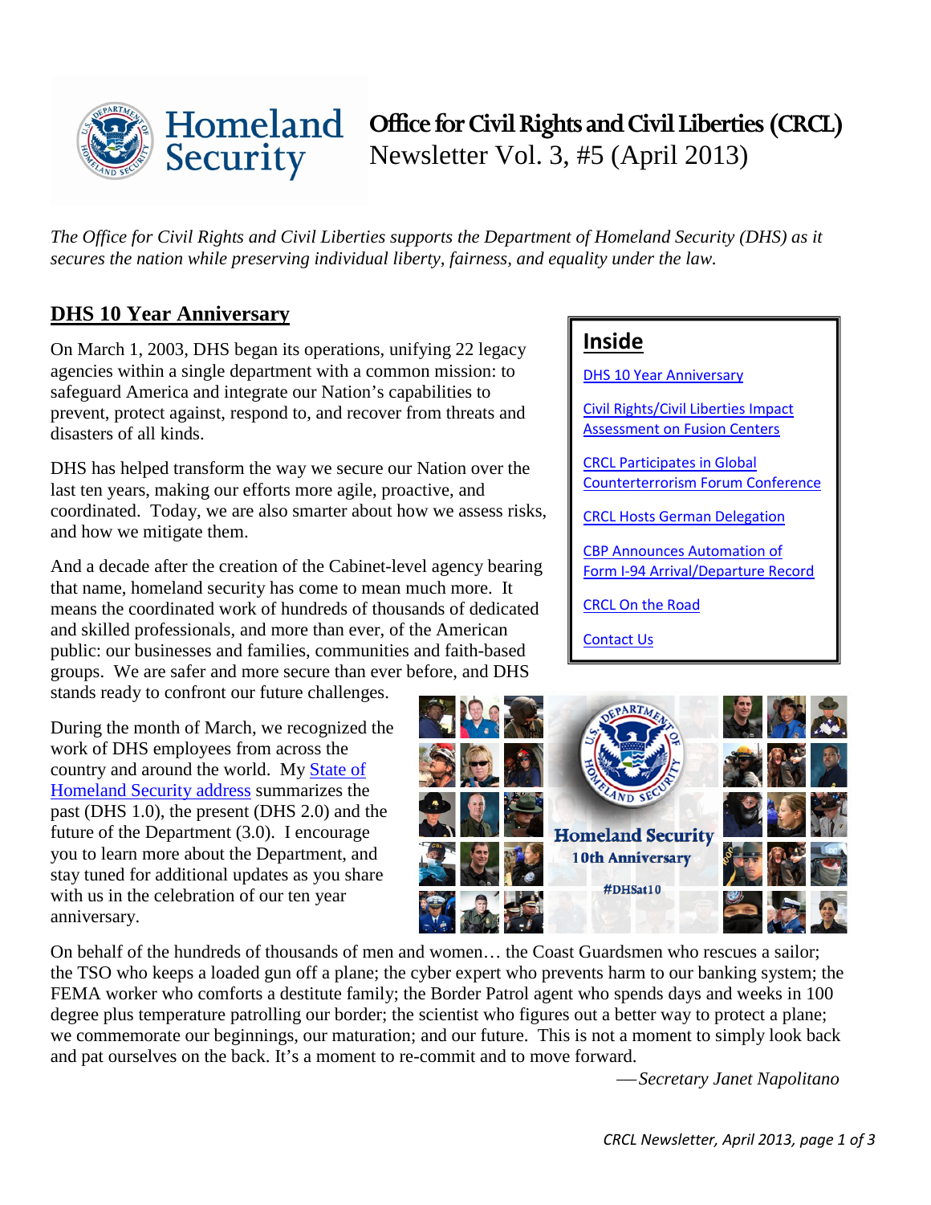# Office for Civil Rights and Civil Liberties (CRCL) Newsletter Vol. 3, #5 (April 2013)

*The Office for Civil Rights and Civil Liberties supports the Department of Homeland Security (DHS) as it secures the nation while preserving individual liberty, fairness, and equality under the law.*

## Inside

- DHS 10 Year Anniversary
- Civil Rights/Civil Liberties Impact Assessment on Fusion Centers
- CRCL Participates in Global Counterterrorism Forum Conference
- CRCL Hosts German Delegation
- CBP Announces Automation of Form I-94 Arrival/Departure Record
- CRCL On the Road
- Contact Us

## DHS 10 Year Anniversary

On March 1, 2003, DHS began its operations, unifying 22 legacy agencies within a single department with a common mission: to safeguard America and integrate our Nation's capabilities to prevent, protect against, respond to, and recover from threats and disasters of all kinds.

DHS has helped transform the way we secure our Nation over the last ten years, making our efforts more agile, proactive, and coordinated. Today, we are also smarter about how we assess risks, and how we mitigate them.

And a decade after the creation of the Cabinet-level agency bearing that name, homeland security has come to mean much more. It means the coordinated work of hundreds of thousands of dedicated and skilled professionals, and more than ever, of the American public: our businesses and families, communities and faith-based groups. We are safer and more secure than ever before, and DHS stands ready to confront our future challenges.

During the month of March, we recognized the work of DHS employees from across the country and around the world. My State of Homeland Security address summarizes the past (DHS 1.0), the present (DHS 2.0) and the future of the Department (3.0). I encourage you to learn more about the Department, and stay tuned for additional updates as you share with us in the celebration of our ten year anniversary.

On behalf of the hundreds of thousands of men and women… the Coast Guardsmen who rescues a sailor; the TSO who keeps a loaded gun off a plane; the cyber expert who prevents harm to our banking system; the FEMA worker who comforts a destitute family; the Border Patrol agent who spends days and weeks in 100 degree plus temperature patrolling our border; the scientist who figures out a better way to protect a plane; we commemorate our beginnings, our maturation; and our future. This is not a moment to simply look back and pat ourselves on the back. It's a moment to re-commit and to move forward.

—*Secretary Janet Napolitano*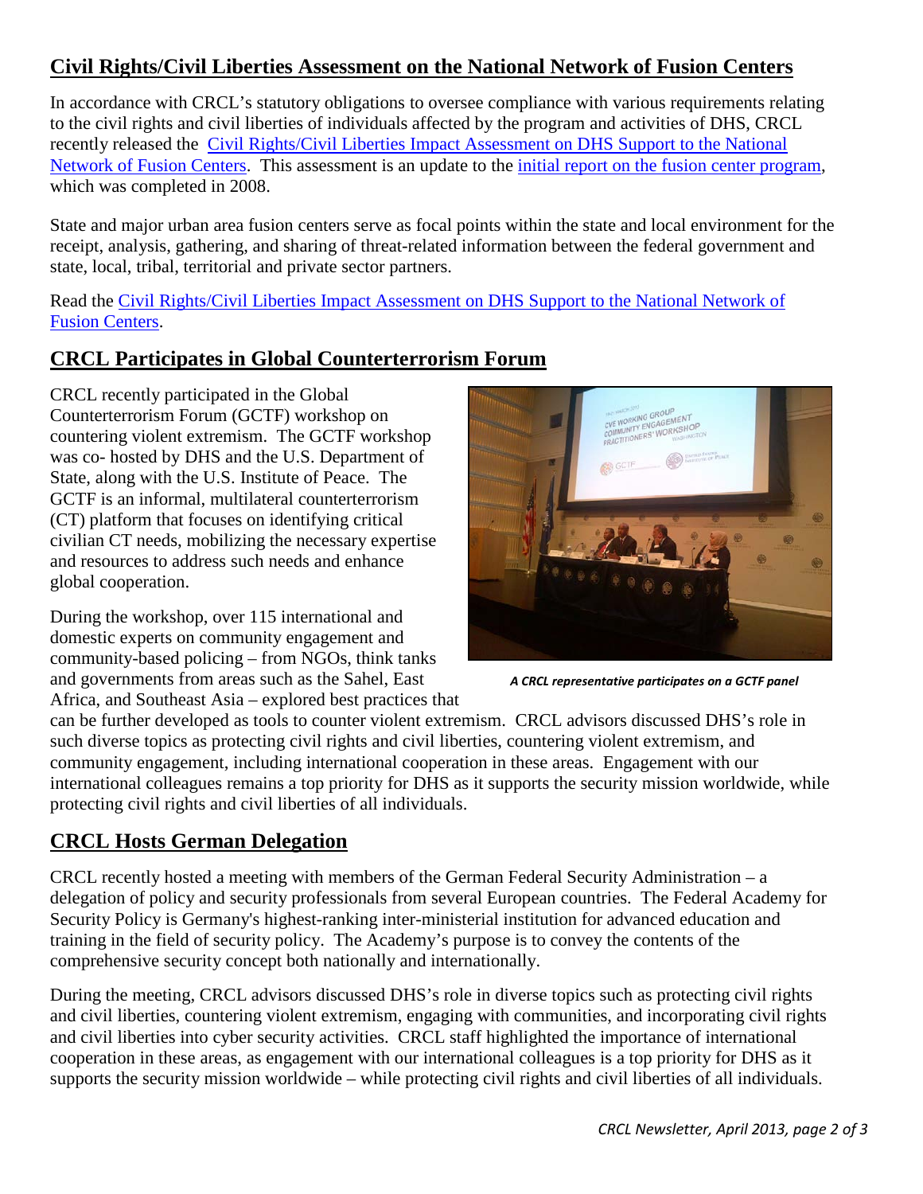## Civil Rights/Civil Liberties Assessment on the National Network of Fusion Centers

In accordance with CRCL's statutory obligations to oversee compliance with various requirements relating to the civil rights and civil liberties of individuals affected by the program and activities of DHS, CRCL recently released the Civil Rights/Civil Liberties Impact Assessment on DHS Support to the National Network of Fusion Centers. This assessment is an update to the initial report on the fusion center program, which was completed in 2008.

State and major urban area fusion centers serve as focal points within the state and local environment for the receipt, analysis, gathering, and sharing of threat-related information between the federal government and state, local, tribal, territorial and private sector partners.

Read the Civil Rights/Civil Liberties Impact Assessment on DHS Support to the National Network of Fusion Centers.

## CRCL Participates in Global Counterterrorism Forum

CRCL recently participated in the Global Counterterrorism Forum (GCTF) workshop on countering violent extremism. The GCTF workshop was co- hosted by DHS and the U.S. Department of State, along with the U.S. Institute of Peace. The GCTF is an informal, multilateral counterterrorism (CT) platform that focuses on identifying critical civilian CT needs, mobilizing the necessary expertise and resources to address such needs and enhance global cooperation.

*A CRCL representative participates on a GCTF panel*

During the workshop, over 115 international and domestic experts on community engagement and community-based policing – from NGOs, think tanks and governments from areas such as the Sahel, East Africa, and Southeast Asia – explored best practices that can be further developed as tools to counter violent extremism. CRCL advisors discussed DHS's role in such diverse topics as protecting civil rights and civil liberties, countering violent extremism, and community engagement, including international cooperation in these areas. Engagement with our international colleagues remains a top priority for DHS as it supports the security mission worldwide, while protecting civil rights and civil liberties of all individuals.

## CRCL Hosts German Delegation

CRCL recently hosted a meeting with members of the German Federal Security Administration – a delegation of policy and security professionals from several European countries. The Federal Academy for Security Policy is Germany's highest-ranking inter-ministerial institution for advanced education and training in the field of security policy. The Academy's purpose is to convey the contents of the comprehensive security concept both nationally and internationally.

During the meeting, CRCL advisors discussed DHS's role in diverse topics such as protecting civil rights and civil liberties, countering violent extremism, engaging with communities, and incorporating civil rights and civil liberties into cyber security activities. CRCL staff highlighted the importance of international cooperation in these areas, as engagement with our international colleagues is a top priority for DHS as it supports the security mission worldwide – while protecting civil rights and civil liberties of all individuals.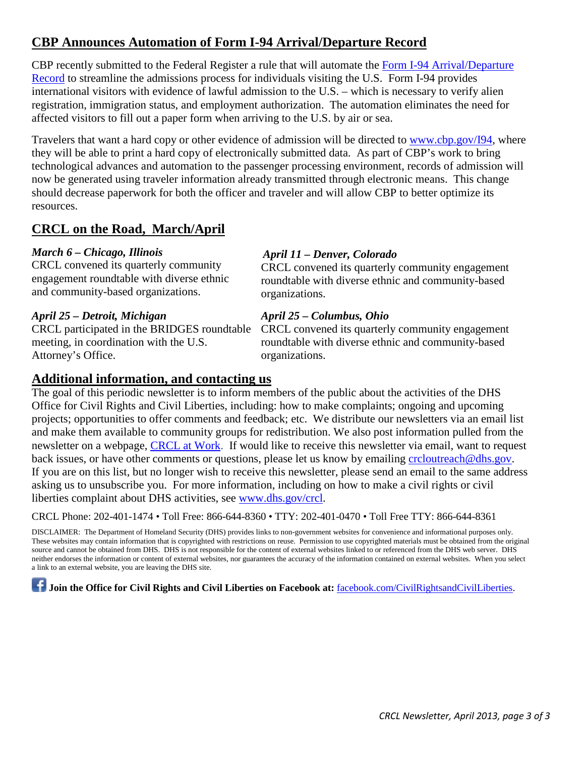## CBP Announces Automation of Form I-94 Arrival/Departure Record

CBP recently submitted to the Federal Register a rule that will automate the [Form I-94 Arrival/Departure Record](#) to streamline the admissions process for individuals visiting the U.S. Form I-94 provides international visitors with evidence of lawful admission to the U.S. – which is necessary to verify alien registration, immigration status, and employment authorization. The automation eliminates the need for affected visitors to fill out a paper form when arriving to the U.S. by air or sea.

Travelers that want a hard copy or other evidence of admission will be directed to [www.cbp.gov/I94](http://www.cbp.gov/I94), where they will be able to print a hard copy of electronically submitted data. As part of CBP's work to bring technological advances and automation to the passenger processing environment, records of admission will now be generated using traveler information already transmitted through electronic means. This change should decrease paperwork for both the officer and traveler and will allow CBP to better optimize its resources.

## CRCL on the Road, March/April

***March 6 – Chicago, Illinois***
CRCL convened its quarterly community engagement roundtable with diverse ethnic and community-based organizations.

***April 25 – Detroit, Michigan***
CRCL participated in the BRIDGES roundtable meeting, in coordination with the U.S. Attorney's Office.

***April 11 – Denver, Colorado***
CRCL convened its quarterly community engagement roundtable with diverse ethnic and community-based organizations.

***April 25 – Columbus, Ohio***
CRCL convened its quarterly community engagement roundtable with diverse ethnic and community-based organizations.

## Additional information, and contacting us

The goal of this periodic newsletter is to inform members of the public about the activities of the DHS Office for Civil Rights and Civil Liberties, including: how to make complaints; ongoing and upcoming projects; opportunities to offer comments and feedback; etc. We distribute our newsletters via an email list and make them available to community groups for redistribution. We also post information pulled from the newsletter on a webpage, [CRCL at Work](#). If would like to receive this newsletter via email, want to request back issues, or have other comments or questions, please let us know by emailing [crcloutreach@dhs.gov](mailto:crcloutreach@dhs.gov). If you are on this list, but no longer wish to receive this newsletter, please send an email to the same address asking us to unsubscribe you. For more information, including on how to make a civil rights or civil liberties complaint about DHS activities, see [www.dhs.gov/crcl](http://www.dhs.gov/crcl).

CRCL Phone: 202-401-1474 • Toll Free: 866-644-8360 • TTY: 202-401-0470 • Toll Free TTY: 866-644-8361

DISCLAIMER: The Department of Homeland Security (DHS) provides links to non-government websites for convenience and informational purposes only. These websites may contain information that is copyrighted with restrictions on reuse. Permission to use copyrighted materials must be obtained from the original source and cannot be obtained from DHS. DHS is not responsible for the content of external websites linked to or referenced from the DHS web server. DHS neither endorses the information or content of external websites, nor guarantees the accuracy of the information contained on external websites. When you select a link to an external website, you are leaving the DHS site.

**Join the Office for Civil Rights and Civil Liberties on Facebook at:** [facebook.com/CivilRightsandCivilLiberties](http://facebook.com/CivilRightsandCivilLiberties).